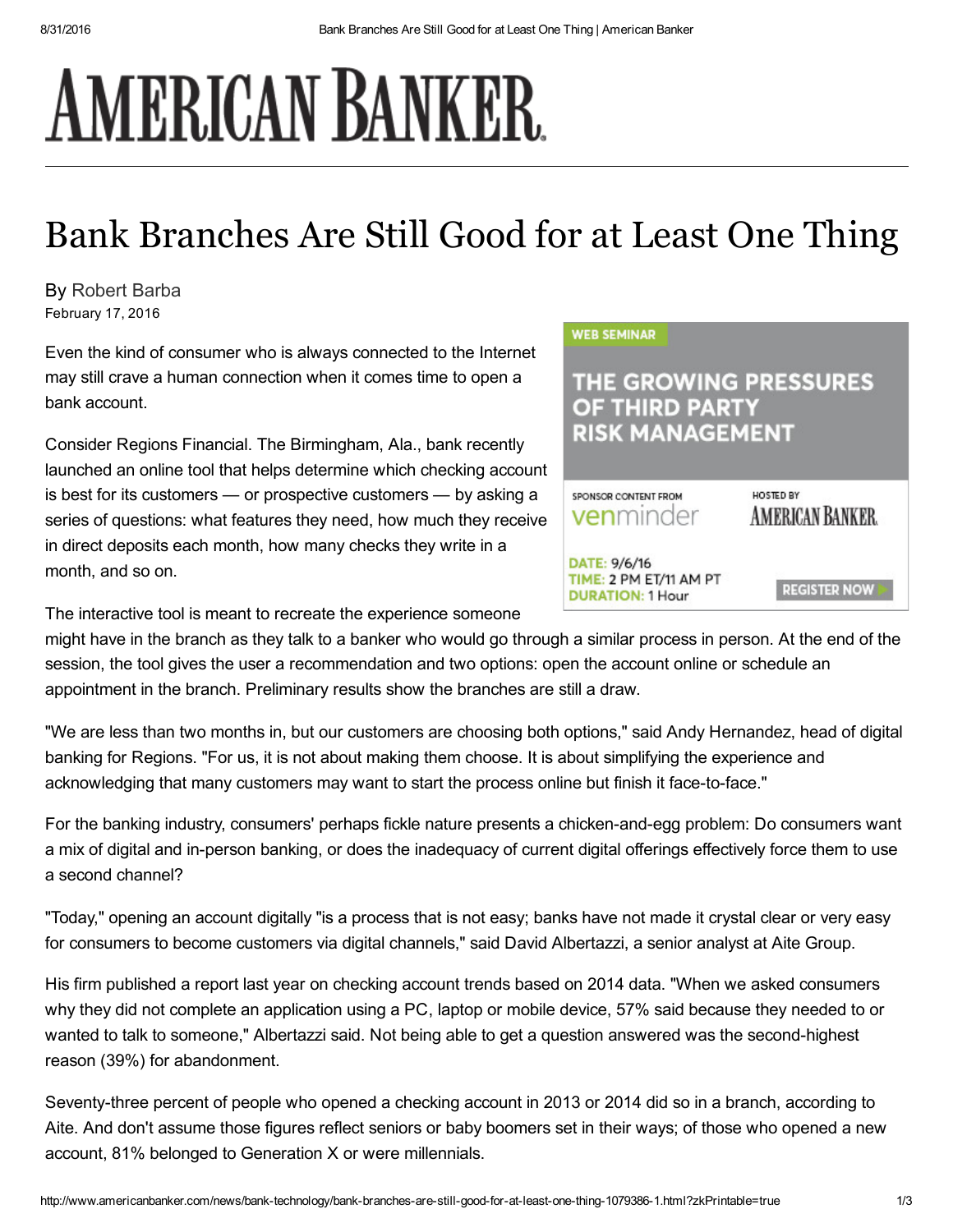// AMERICAN BANKER

# Bank Branches Are Still Good for at Least One Thing

By Robert Barba
February 17, 2016

Even the kind of consumer who is always connected to the Internet may still crave a human connection when it comes time to open a bank account.

Consider Regions Financial. The Birmingham, Ala., bank recently launched an online tool that helps determine which checking account is best for its customers — or prospective customers — by asking a series of questions: what features they need, how much they receive in direct deposits each month, how many checks they write in a month, and so on.

The interactive tool is meant to recreate the experience someone might have in the branch as they talk to a banker who would go through a similar process in person. At the end of the session, the tool gives the user a recommendation and two options: open the account online or schedule an appointment in the branch. Preliminary results show the branches are still a draw.

"We are less than two months in, but our customers are choosing both options," said Andy Hernandez, head of digital banking for Regions. "For us, it is not about making them choose. It is about simplifying the experience and acknowledging that many customers may want to start the process online but finish it face-to-face."

For the banking industry, consumers' perhaps fickle nature presents a chicken-and-egg problem: Do consumers want a mix of digital and in-person banking, or does the inadequacy of current digital offerings effectively force them to use a second channel?

"Today," opening an account digitally "is a process that is not easy; banks have not made it crystal clear or very easy for consumers to become customers via digital channels," said David Albertazzi, a senior analyst at Aite Group.

His firm published a report last year on checking account trends based on 2014 data. "When we asked consumers why they did not complete an application using a PC, laptop or mobile device, 57% said because they needed to or wanted to talk to someone," Albertazzi said. Not being able to get a question answered was the second-highest reason (39%) for abandonment.

Seventy-three percent of people who opened a checking account in 2013 or 2014 did so in a branch, according to Aite. And don't assume those figures reflect seniors or baby boomers set in their ways; of those who opened a new account, 81% belonged to Generation X or were millennials.

WEB SEMINAR

THE GROWING PRESSURES OF THIRD PARTY RISK MANAGEMENT

SPONSOR CONTENT FROM venminder

HOSTED BY AMERICAN BANKER

DATE: 9/6/16
TIME: 2 PM ET/11 AM PT
DURATION: 1 Hour

REGISTER NOW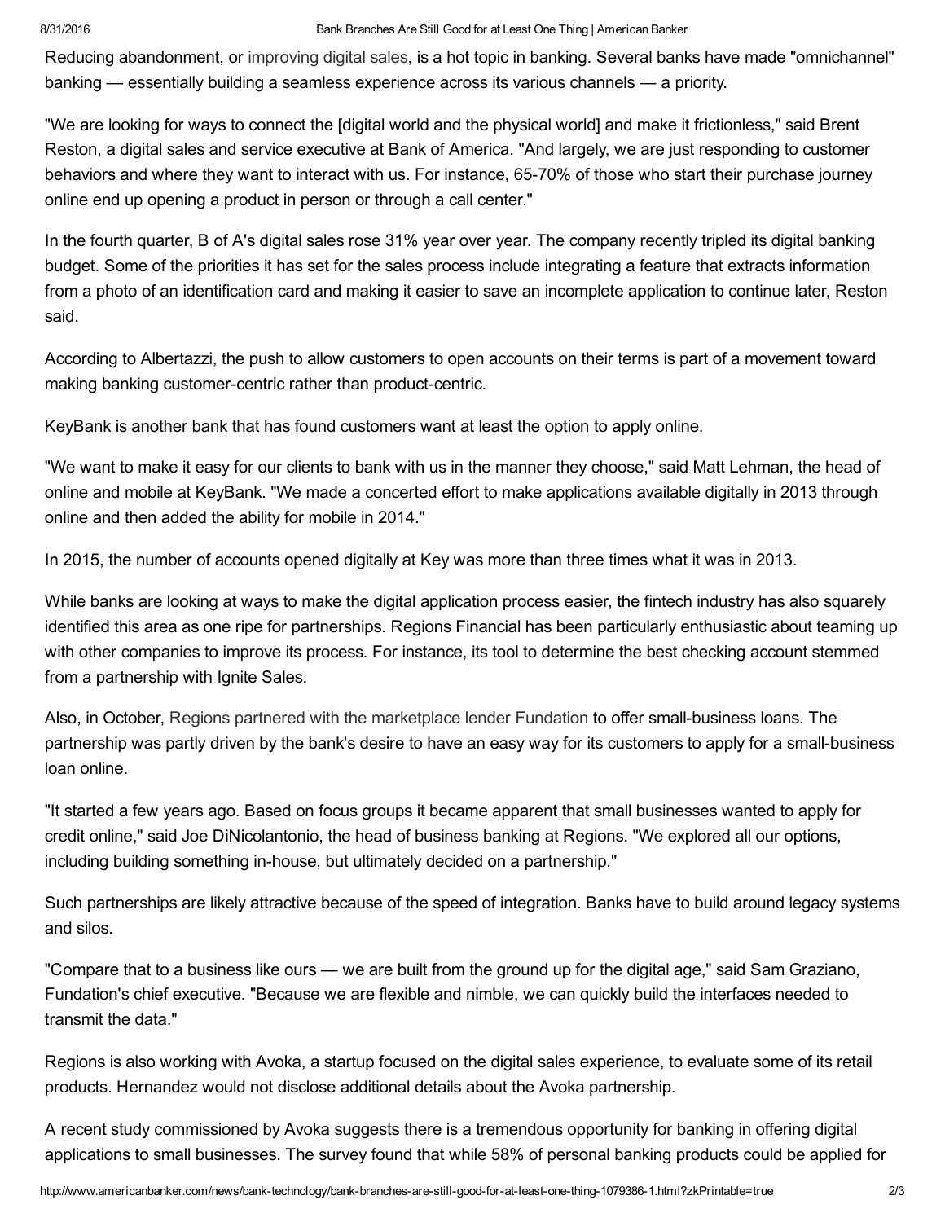Reducing abandonment, or improving digital sales, is a hot topic in banking. Several banks have made "omnichannel" banking — essentially building a seamless experience across its various channels — a priority.

"We are looking for ways to connect the [digital world and the physical world] and make it frictionless," said Brent Reston, a digital sales and service executive at Bank of America. "And largely, we are just responding to customer behaviors and where they want to interact with us. For instance, 65-70% of those who start their purchase journey online end up opening a product in person or through a call center."

In the fourth quarter, B of A's digital sales rose 31% year over year. The company recently tripled its digital banking budget. Some of the priorities it has set for the sales process include integrating a feature that extracts information from a photo of an identification card and making it easier to save an incomplete application to continue later, Reston said.

According to Albertazzi, the push to allow customers to open accounts on their terms is part of a movement toward making banking customer-centric rather than product-centric.

KeyBank is another bank that has found customers want at least the option to apply online.

"We want to make it easy for our clients to bank with us in the manner they choose," said Matt Lehman, the head of online and mobile at KeyBank. "We made a concerted effort to make applications available digitally in 2013 through online and then added the ability for mobile in 2014."

In 2015, the number of accounts opened digitally at Key was more than three times what it was in 2013.

While banks are looking at ways to make the digital application process easier, the fintech industry has also squarely identified this area as one ripe for partnerships. Regions Financial has been particularly enthusiastic about teaming up with other companies to improve its process. For instance, its tool to determine the best checking account stemmed from a partnership with Ignite Sales.

Also, in October, Regions partnered with the marketplace lender Fundation to offer small-business loans. The partnership was partly driven by the bank's desire to have an easy way for its customers to apply for a small-business loan online.

"It started a few years ago. Based on focus groups it became apparent that small businesses wanted to apply for credit online," said Joe DiNicolantonio, the head of business banking at Regions. "We explored all our options, including building something in-house, but ultimately decided on a partnership."

Such partnerships are likely attractive because of the speed of integration. Banks have to build around legacy systems and silos.

"Compare that to a business like ours — we are built from the ground up for the digital age," said Sam Graziano, Fundation's chief executive. "Because we are flexible and nimble, we can quickly build the interfaces needed to transmit the data."

Regions is also working with Avoka, a startup focused on the digital sales experience, to evaluate some of its retail products. Hernandez would not disclose additional details about the Avoka partnership.

A recent study commissioned by Avoka suggests there is a tremendous opportunity for banking in offering digital applications to small businesses. The survey found that while 58% of personal banking products could be applied for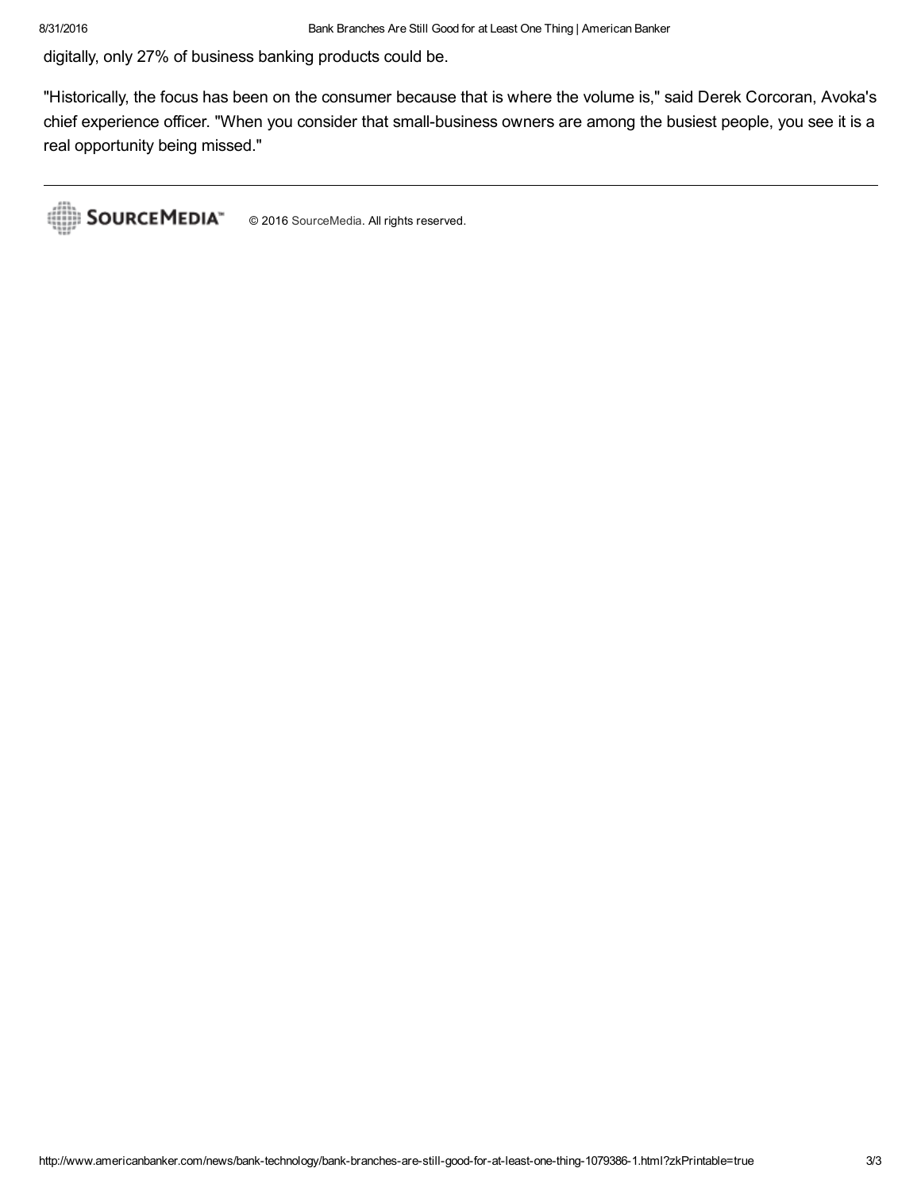digitally, only 27% of business banking products could be.

"Historically, the focus has been on the consumer because that is where the volume is," said Derek Corcoran, Avoka's chief experience officer. "When you consider that small-business owners are among the busiest people, you see it is a real opportunity being missed."

---

SOURCEMEDIA™ © 2016 SourceMedia. All rights reserved.